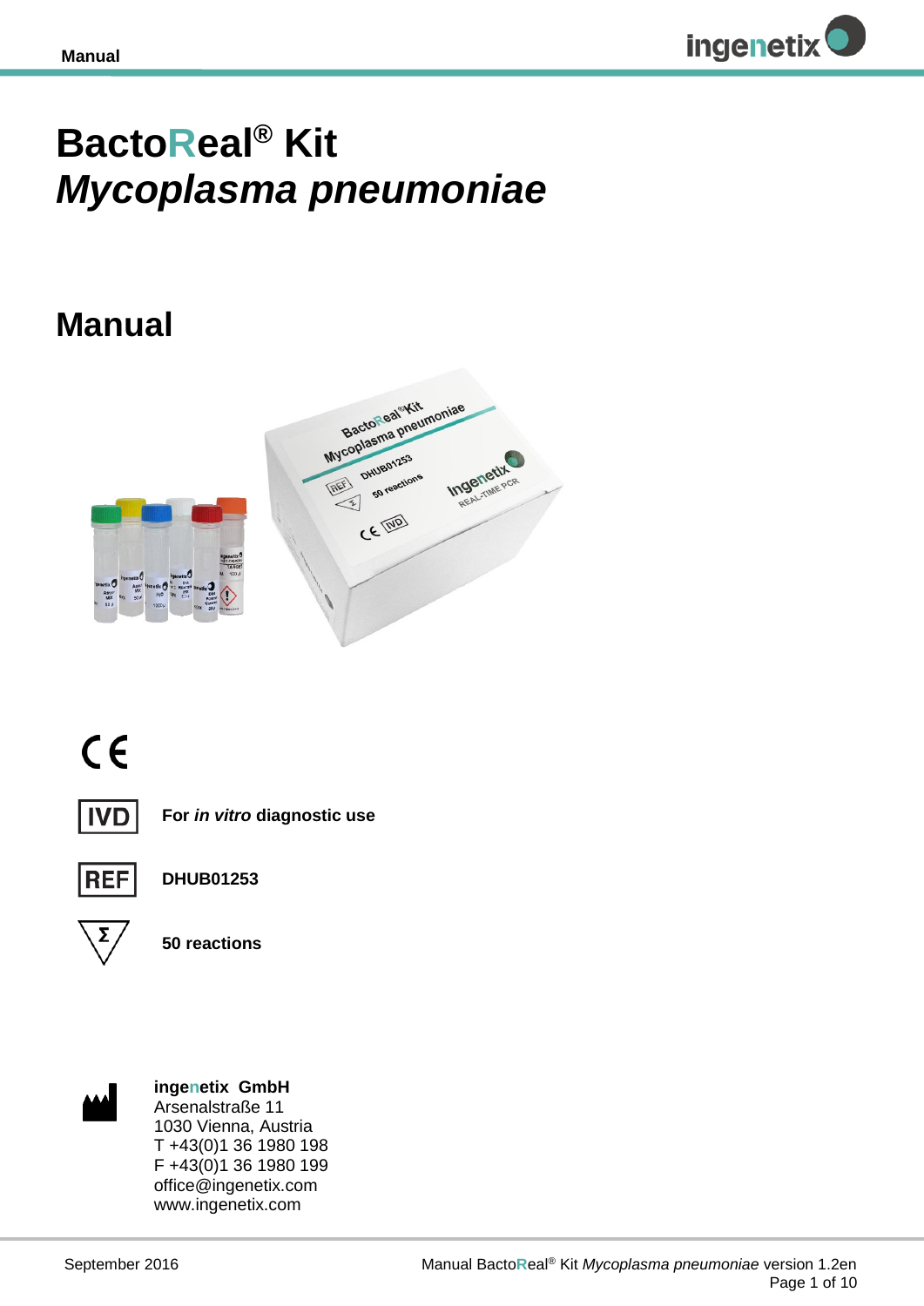# BactoReal® Kit *Mycoplasma pneumoniae*

# Manual

CE

IVD For *in vitro* diagnostic use

REF DHUB01253

Σ 50 reactions

**ingenetix GmbH**
Arsenalstraße 11
1030 Vienna, Austria
T +43(0)1 36 1980 198
F +43(0)1 36 1980 199
office@ingenetix.com
www.ingenetix.com

September 2016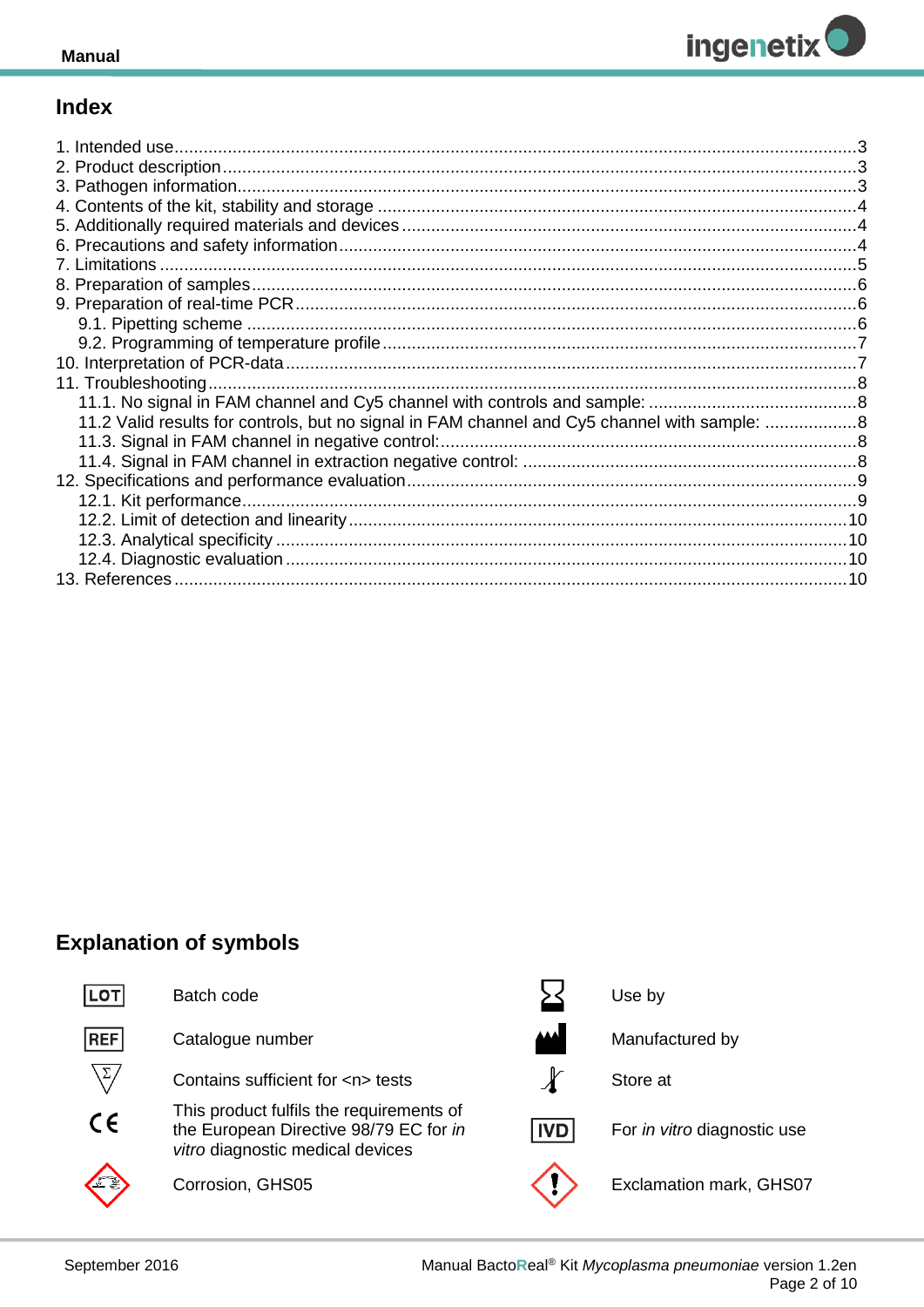## Index

1. Intended use ... 3
2. Product description ... 3
3. Pathogen information ... 3
4. Contents of the kit, stability and storage ... 4
5. Additionally required materials and devices ... 4
6. Precautions and safety information ... 4
7. Limitations ... 5
8. Preparation of samples ... 6
9. Preparation of real-time PCR ... 6
   - 9.1. Pipetting scheme ... 6
   - 9.2. Programming of temperature profile ... 7
10. Interpretation of PCR-data ... 7
11. Troubleshooting ... 8
    - 11.1. No signal in FAM channel and Cy5 channel with controls and sample: ... 8
    - 11.2 Valid results for controls, but no signal in FAM channel and Cy5 channel with sample: ... 8
    - 11.3. Signal in FAM channel in negative control: ... 8
    - 11.4. Signal in FAM channel in extraction negative control: ... 8
12. Specifications and performance evaluation ... 9
    - 12.1. Kit performance ... 9
    - 12.2. Limit of detection and linearity ... 10
    - 12.3. Analytical specificity ... 10
    - 12.4. Diagnostic evaluation ... 10
13. References ... 10

## Explanation of symbols

| Symbol | Meaning | Symbol | Meaning |
|---|---|---|---|
| LOT | Batch code | | Use by |
| REF | Catalogue number | | Manufactured by |
| Σ | Contains sufficient for <n> tests | | Store at |
| CE | This product fulfils the requirements of the European Directive 98/79 EC for *in vitro* diagnostic medical devices | IVD | For *in vitro* diagnostic use |
| | Corrosion, GHS05 | | Exclamation mark, GHS07 |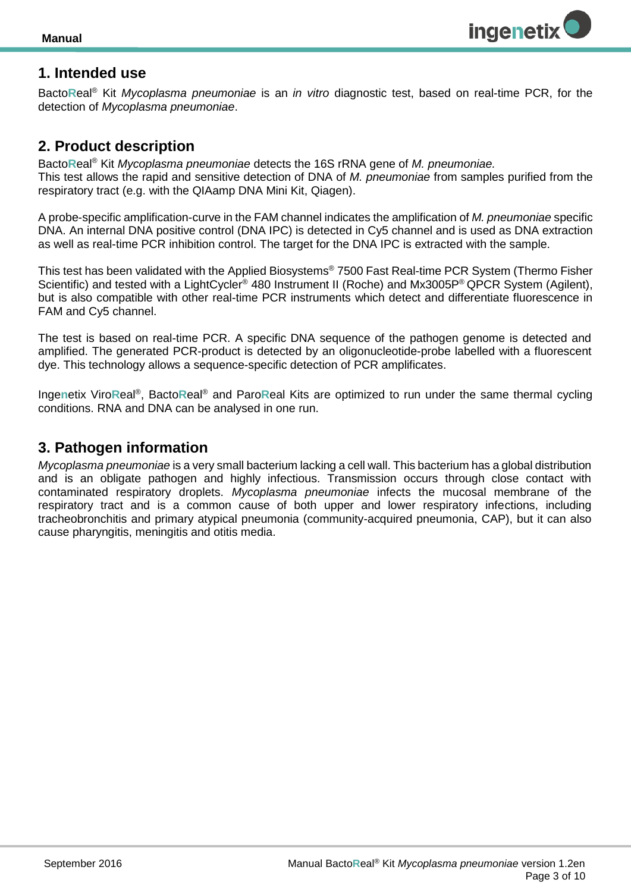## 1. Intended use

BactoReal® Kit *Mycoplasma pneumoniae* is an *in vitro* diagnostic test, based on real-time PCR, for the detection of *Mycoplasma pneumoniae*.

## 2. Product description

BactoReal® Kit *Mycoplasma pneumoniae* detects the 16S rRNA gene of *M. pneumoniae.*
This test allows the rapid and sensitive detection of DNA of *M. pneumoniae* from samples purified from the respiratory tract (e.g. with the QIAamp DNA Mini Kit, Qiagen).

A probe-specific amplification-curve in the FAM channel indicates the amplification of *M. pneumoniae* specific DNA. An internal DNA positive control (DNA IPC) is detected in Cy5 channel and is used as DNA extraction as well as real-time PCR inhibition control. The target for the DNA IPC is extracted with the sample.

This test has been validated with the Applied Biosystems® 7500 Fast Real-time PCR System (Thermo Fisher Scientific) and tested with a LightCycler® 480 Instrument II (Roche) and Mx3005P® QPCR System (Agilent), but is also compatible with other real-time PCR instruments which detect and differentiate fluorescence in FAM and Cy5 channel.

The test is based on real-time PCR. A specific DNA sequence of the pathogen genome is detected and amplified. The generated PCR-product is detected by an oligonucleotide-probe labelled with a fluorescent dye. This technology allows a sequence-specific detection of PCR amplificates.

Ingenetix ViroReal®, BactoReal® and ParoReal Kits are optimized to run under the same thermal cycling conditions. RNA and DNA can be analysed in one run.

## 3. Pathogen information

*Mycoplasma pneumoniae* is a very small bacterium lacking a cell wall. This bacterium has a global distribution and is an obligate pathogen and highly infectious. Transmission occurs through close contact with contaminated respiratory droplets. *Mycoplasma pneumoniae* infects the mucosal membrane of the respiratory tract and is a common cause of both upper and lower respiratory infections, including tracheobronchitis and primary atypical pneumonia (community-acquired pneumonia, CAP), but it can also cause pharyngitis, meningitis and otitis media.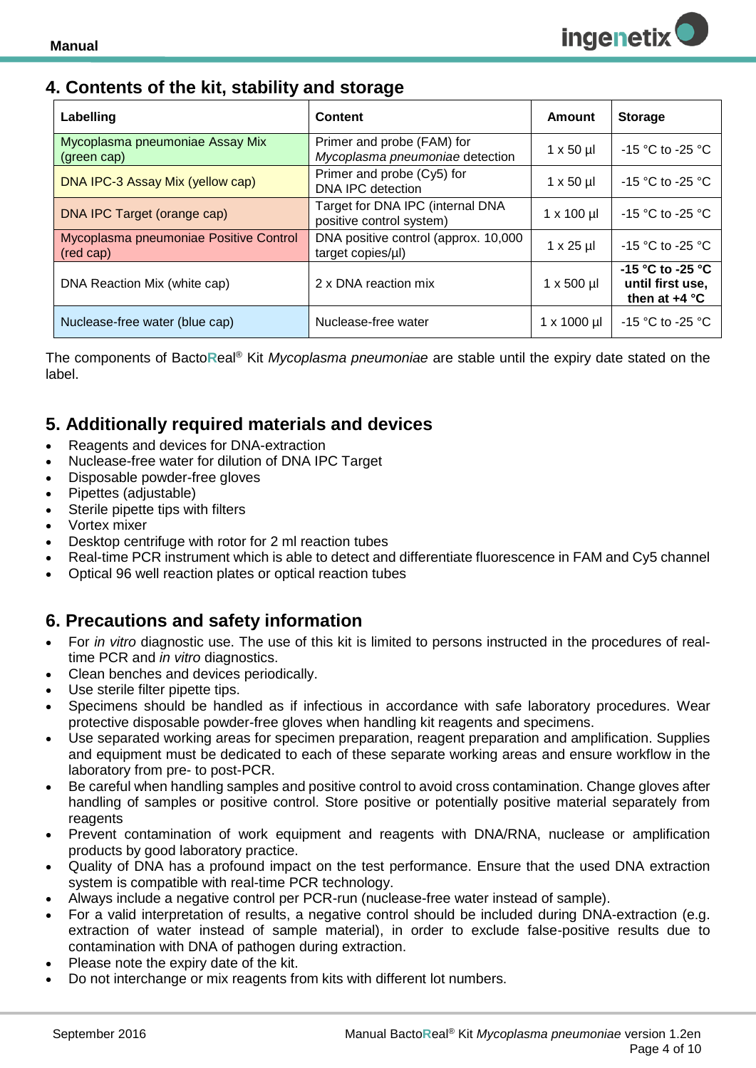## 4. Contents of the kit, stability and storage

| Labelling | Content | Amount | Storage |
|---|---|---|---|
| Mycoplasma pneumoniae Assay Mix (green cap) | Primer and probe (FAM) for *Mycoplasma pneumoniae* detection | 1 x 50 µl | -15 °C to -25 °C |
| DNA IPC-3 Assay Mix (yellow cap) | Primer and probe (Cy5) for DNA IPC detection | 1 x 50 µl | -15 °C to -25 °C |
| DNA IPC Target (orange cap) | Target for DNA IPC (internal DNA positive control system) | 1 x 100 µl | -15 °C to -25 °C |
| Mycoplasma pneumoniae Positive Control (red cap) | DNA positive control (approx. 10,000 target copies/µl) | 1 x 25 µl | -15 °C to -25 °C |
| DNA Reaction Mix (white cap) | 2 x DNA reaction mix | 1 x 500 µl | **-15 °C to -25 °C until first use, then at +4 °C** |
| Nuclease-free water (blue cap) | Nuclease-free water | 1 x 1000 µl | -15 °C to -25 °C |

The components of BactoReal® Kit *Mycoplasma pneumoniae* are stable until the expiry date stated on the label.

## 5. Additionally required materials and devices

- Reagents and devices for DNA-extraction
- Nuclease-free water for dilution of DNA IPC Target
- Disposable powder-free gloves
- Pipettes (adjustable)
- Sterile pipette tips with filters
- Vortex mixer
- Desktop centrifuge with rotor for 2 ml reaction tubes
- Real-time PCR instrument which is able to detect and differentiate fluorescence in FAM and Cy5 channel
- Optical 96 well reaction plates or optical reaction tubes

## 6. Precautions and safety information

- For *in vitro* diagnostic use. The use of this kit is limited to persons instructed in the procedures of real-time PCR and *in vitro* diagnostics.
- Clean benches and devices periodically.
- Use sterile filter pipette tips.
- Specimens should be handled as if infectious in accordance with safe laboratory procedures. Wear protective disposable powder-free gloves when handling kit reagents and specimens.
- Use separated working areas for specimen preparation, reagent preparation and amplification. Supplies and equipment must be dedicated to each of these separate working areas and ensure workflow in the laboratory from pre- to post-PCR.
- Be careful when handling samples and positive control to avoid cross contamination. Change gloves after handling of samples or positive control. Store positive or potentially positive material separately from reagents
- Prevent contamination of work equipment and reagents with DNA/RNA, nuclease or amplification products by good laboratory practice.
- Quality of DNA has a profound impact on the test performance. Ensure that the used DNA extraction system is compatible with real-time PCR technology.
- Always include a negative control per PCR-run (nuclease-free water instead of sample).
- For a valid interpretation of results, a negative control should be included during DNA-extraction (e.g. extraction of water instead of sample material), in order to exclude false-positive results due to contamination with DNA of pathogen during extraction.
- Please note the expiry date of the kit.
- Do not interchange or mix reagents from kits with different lot numbers.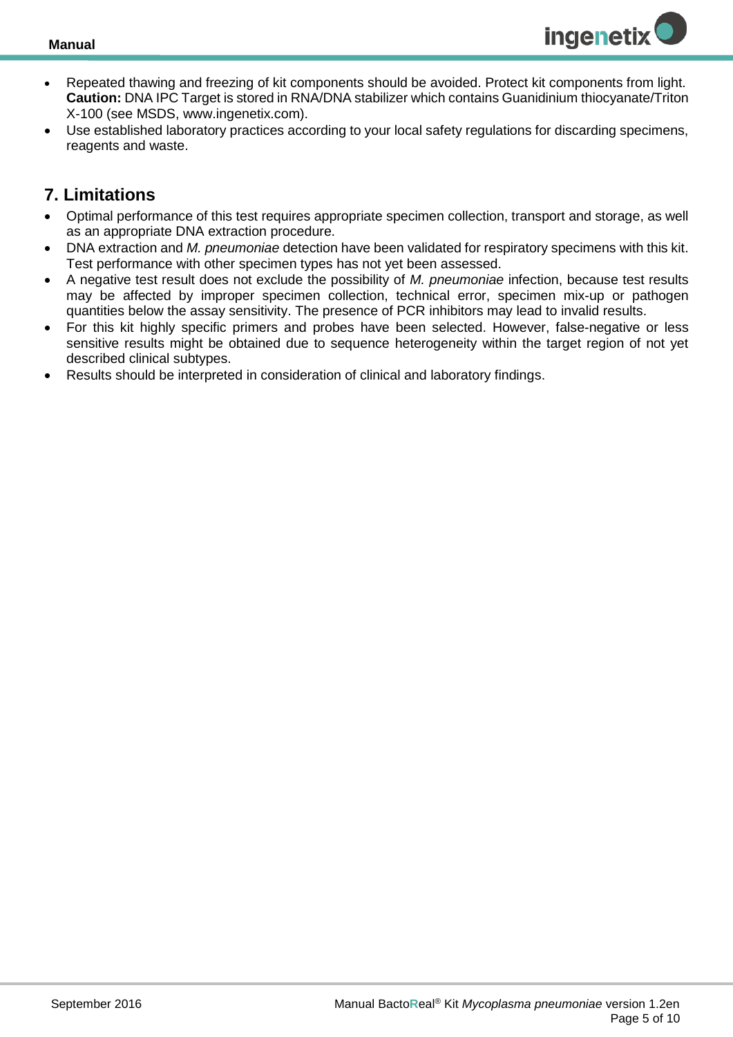- Repeated thawing and freezing of kit components should be avoided. Protect kit components from light. **Caution:** DNA IPC Target is stored in RNA/DNA stabilizer which contains Guanidinium thiocyanate/Triton X-100 (see MSDS, www.ingenetix.com).
- Use established laboratory practices according to your local safety regulations for discarding specimens, reagents and waste.

## 7. Limitations

- Optimal performance of this test requires appropriate specimen collection, transport and storage, as well as an appropriate DNA extraction procedure.
- DNA extraction and *M. pneumoniae* detection have been validated for respiratory specimens with this kit. Test performance with other specimen types has not yet been assessed.
- A negative test result does not exclude the possibility of *M. pneumoniae* infection, because test results may be affected by improper specimen collection, technical error, specimen mix-up or pathogen quantities below the assay sensitivity. The presence of PCR inhibitors may lead to invalid results.
- For this kit highly specific primers and probes have been selected. However, false-negative or less sensitive results might be obtained due to sequence heterogeneity within the target region of not yet described clinical subtypes.
- Results should be interpreted in consideration of clinical and laboratory findings.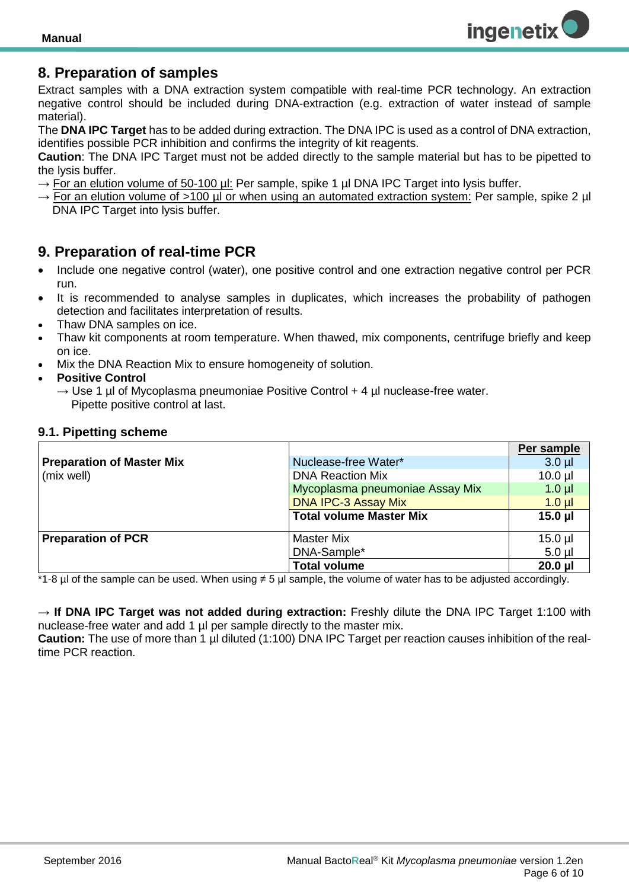## 8. Preparation of samples

Extract samples with a DNA extraction system compatible with real-time PCR technology. An extraction negative control should be included during DNA-extraction (e.g. extraction of water instead of sample material).

The **DNA IPC Target** has to be added during extraction. The DNA IPC is used as a control of DNA extraction, identifies possible PCR inhibition and confirms the integrity of kit reagents.

**Caution**: The DNA IPC Target must not be added directly to the sample material but has to be pipetted to the lysis buffer.

→ For an elution volume of 50-100 µl: Per sample, spike 1 µl DNA IPC Target into lysis buffer.

→ For an elution volume of >100 µl or when using an automated extraction system: Per sample, spike 2 µl DNA IPC Target into lysis buffer.

## 9. Preparation of real-time PCR

- Include one negative control (water), one positive control and one extraction negative control per PCR run.
- It is recommended to analyse samples in duplicates, which increases the probability of pathogen detection and facilitates interpretation of results.
- Thaw DNA samples on ice.
- Thaw kit components at room temperature. When thawed, mix components, centrifuge briefly and keep on ice.
- Mix the DNA Reaction Mix to ensure homogeneity of solution.
- **Positive Control**
  → Use 1 µl of Mycoplasma pneumoniae Positive Control + 4 µl nuclease-free water.
  Pipette positive control at last.

### 9.1. Pipetting scheme

| | | Per sample |
|---|---|---|
| **Preparation of Master Mix** (mix well) | Nuclease-free Water* | 3.0 µl |
| | DNA Reaction Mix | 10.0 µl |
| | Mycoplasma pneumoniae Assay Mix | 1.0 µl |
| | DNA IPC-3 Assay Mix | 1.0 µl |
| | **Total volume Master Mix** | **15.0 µl** |
| **Preparation of PCR** | Master Mix | 15.0 µl |
| | DNA-Sample* | 5.0 µl |
| | **Total volume** | **20.0 µl** |

*1-8 µl of the sample can be used. When using ≠ 5 µl sample, the volume of water has to be adjusted accordingly.

→ **If DNA IPC Target was not added during extraction:** Freshly dilute the DNA IPC Target 1:100 with nuclease-free water and add 1 µl per sample directly to the master mix.

**Caution:** The use of more than 1 µl diluted (1:100) DNA IPC Target per reaction causes inhibition of the real-time PCR reaction.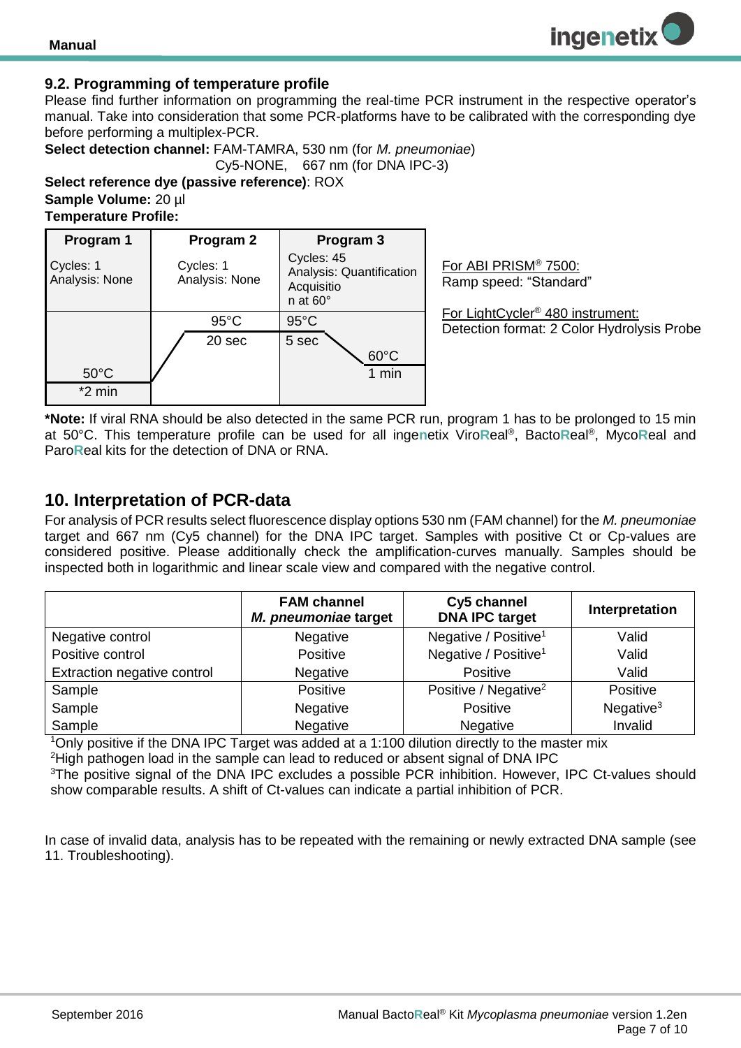### 9.2. Programming of temperature profile

Please find further information on programming the real-time PCR instrument in the respective operator's manual. Take into consideration that some PCR-platforms have to be calibrated with the corresponding dye before performing a multiplex-PCR.

**Select detection channel:** FAM-TAMRA, 530 nm (for *M. pneumoniae*)
Cy5-NONE, 667 nm (for DNA IPC-3)

**Select reference dye (passive reference)**: ROX

**Sample Volume:** 20 µl

**Temperature Profile:**

| Program 1 | Program 2 | Program 3 |
|---|---|---|
| Cycles: 1<br>Analysis: None | Cycles: 1<br>Analysis: None | Cycles: 45<br>Analysis: Quantification<br>Acquisition at 60° |
| 50°C<br>*2 min | 95°C<br>20 sec | 95°C<br>5 sec<br>60°C<br>1 min |

For ABI PRISM® 7500:
Ramp speed: "Standard"

For LightCycler® 480 instrument:
Detection format: 2 Color Hydrolysis Probe

***Note:** If viral RNA should be also detected in the same PCR run, program 1 has to be prolonged to 15 min at 50°C. This temperature profile can be used for all ingenetix ViroReal®, BactoReal®, MycoReal and ParoReal kits for the detection of DNA or RNA.

## 10. Interpretation of PCR-data

For analysis of PCR results select fluorescence display options 530 nm (FAM channel) for the *M. pneumoniae* target and 667 nm (Cy5 channel) for the DNA IPC target. Samples with positive Ct or Cp-values are considered positive. Please additionally check the amplification-curves manually. Samples should be inspected both in logarithmic and linear scale view and compared with the negative control.

| | FAM channel<br>***M. pneumoniae* target** | Cy5 channel<br>DNA IPC target | Interpretation |
|---|---|---|---|
| Negative control | Negative | Negative / Positive[1] | Valid |
| Positive control | Positive | Negative / Positive[1] | Valid |
| Extraction negative control | Negative | Positive | Valid |
| Sample | Positive | Positive / Negative[2] | Positive |
| Sample | Negative | Positive | Negative[3] |
| Sample | Negative | Negative | Invalid |

[1]Only positive if the DNA IPC Target was added at a 1:100 dilution directly to the master mix
[2]High pathogen load in the sample can lead to reduced or absent signal of DNA IPC
[3]The positive signal of the DNA IPC excludes a possible PCR inhibition. However, IPC Ct-values should show comparable results. A shift of Ct-values can indicate a partial inhibition of PCR.

In case of invalid data, analysis has to be repeated with the remaining or newly extracted DNA sample (see 11. Troubleshooting).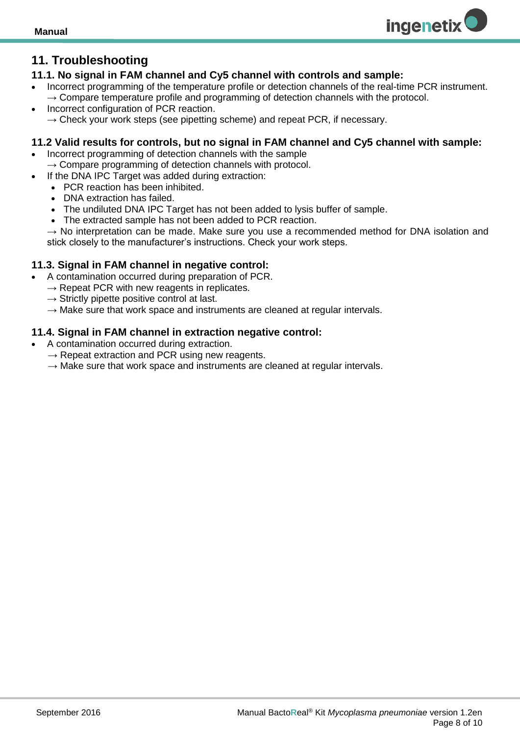# 11. Troubleshooting

### 11.1. No signal in FAM channel and Cy5 channel with controls and sample:

- Incorrect programming of the temperature profile or detection channels of the real-time PCR instrument.
  → Compare temperature profile and programming of detection channels with the protocol.
- Incorrect configuration of PCR reaction.
  → Check your work steps (see pipetting scheme) and repeat PCR, if necessary.

### 11.2 Valid results for controls, but no signal in FAM channel and Cy5 channel with sample:

- Incorrect programming of detection channels with the sample
  → Compare programming of detection channels with protocol.
- If the DNA IPC Target was added during extraction:
  - PCR reaction has been inhibited.
  - DNA extraction has failed.
  - The undiluted DNA IPC Target has not been added to lysis buffer of sample.
  - The extracted sample has not been added to PCR reaction.

  → No interpretation can be made. Make sure you use a recommended method for DNA isolation and stick closely to the manufacturer's instructions. Check your work steps.

### 11.3. Signal in FAM channel in negative control:

- A contamination occurred during preparation of PCR.
  → Repeat PCR with new reagents in replicates.
  → Strictly pipette positive control at last.
  → Make sure that work space and instruments are cleaned at regular intervals.

### 11.4. Signal in FAM channel in extraction negative control:

- A contamination occurred during extraction.
  → Repeat extraction and PCR using new reagents.
  → Make sure that work space and instruments are cleaned at regular intervals.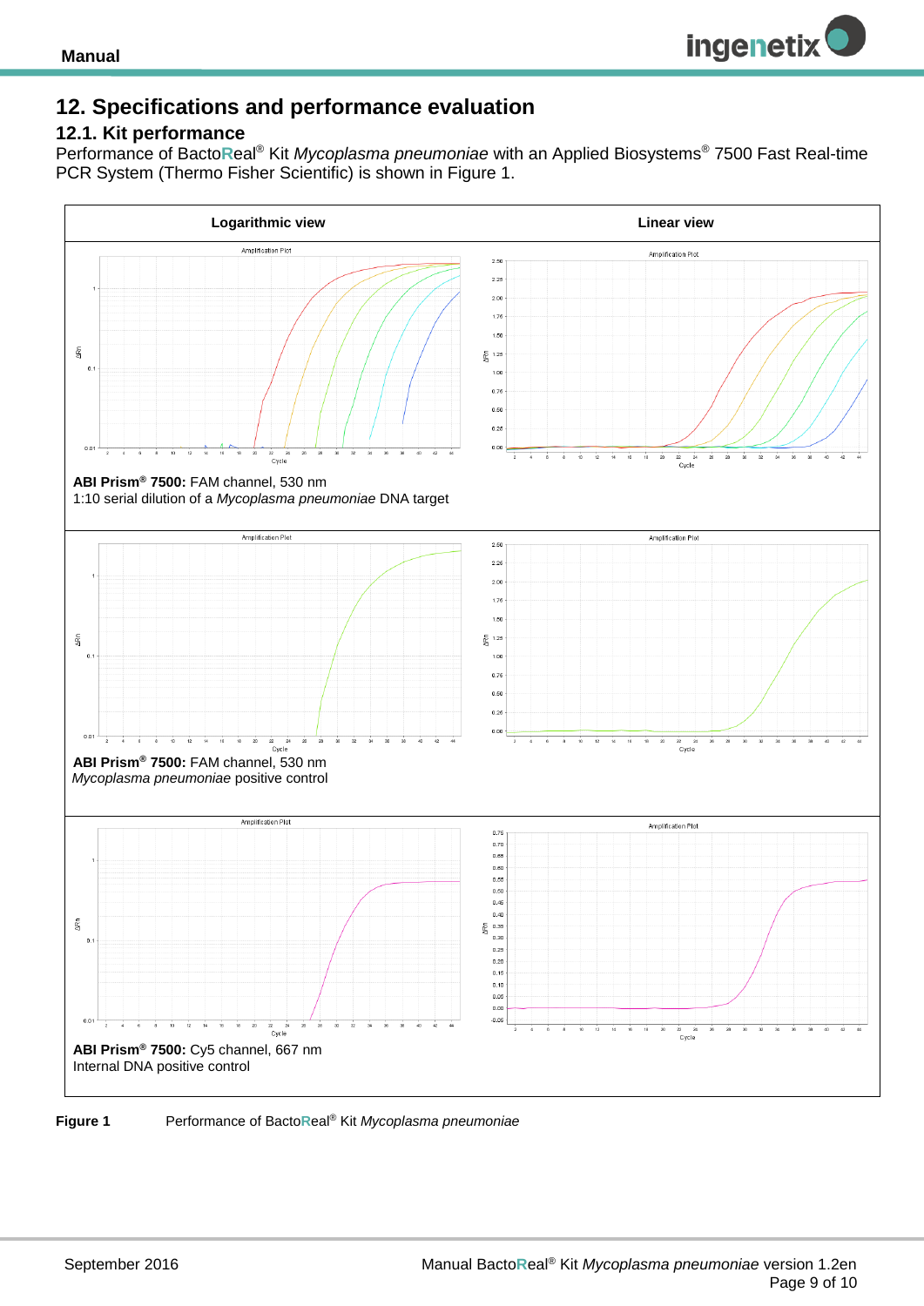## 12. Specifications and performance evaluation

### 12.1. Kit performance

Performance of BactoReal® Kit *Mycoplasma pneumoniae* with an Applied Biosystems® 7500 Fast Real-time PCR System (Thermo Fisher Scientific) is shown in Figure 1.

| Logarithmic view | Linear view |
|---|---|
| **ABI Prism® 7500:** FAM channel, 530 nm<br>1:10 serial dilution of a *Mycoplasma pneumoniae* DNA target | |
| **ABI Prism® 7500:** FAM channel, 530 nm<br>*Mycoplasma pneumoniae* positive control | |
| **ABI Prism® 7500:** Cy5 channel, 667 nm<br>Internal DNA positive control | |

**Figure 1** Performance of BactoReal® Kit *Mycoplasma pneumoniae*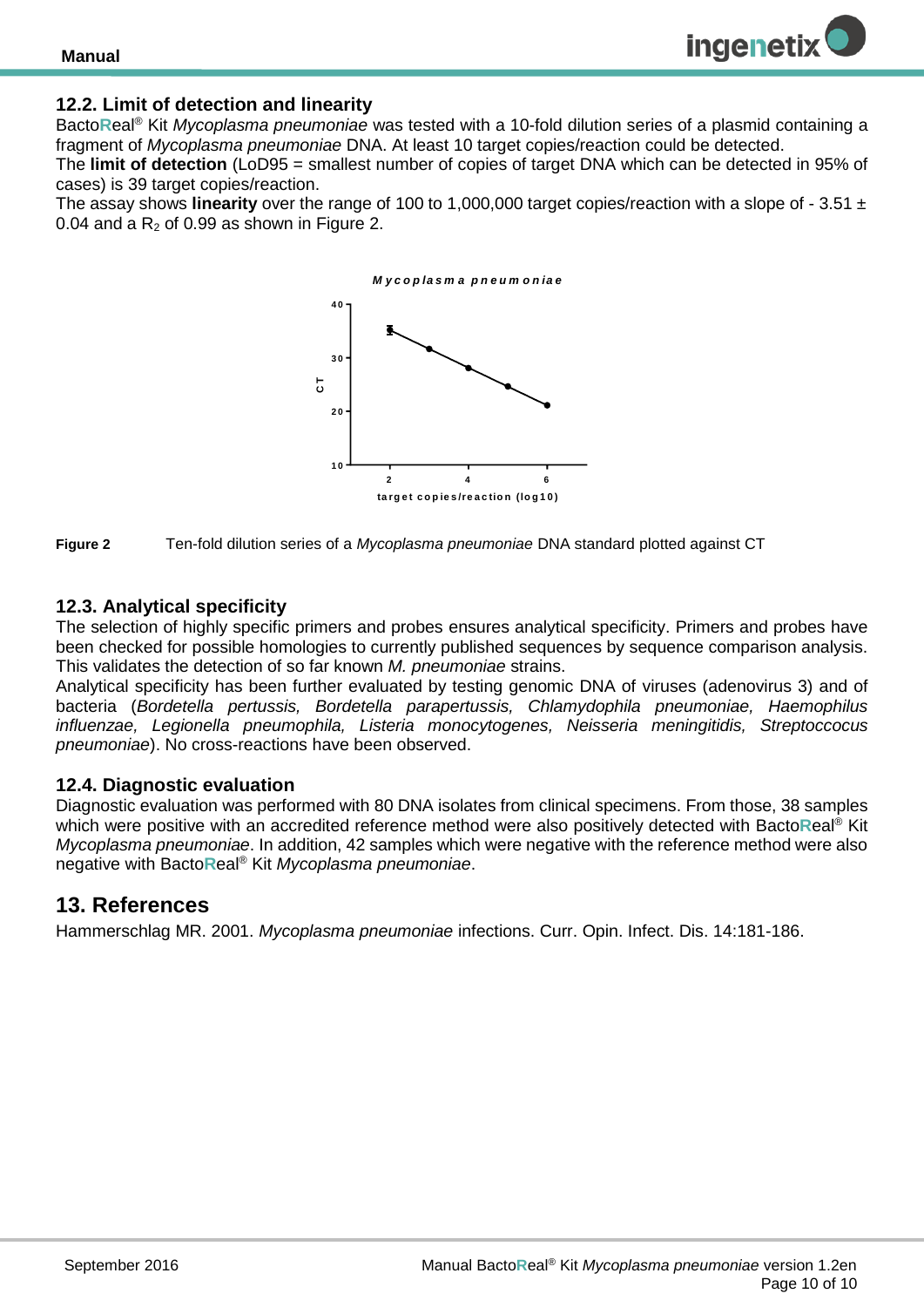## 12.2. Limit of detection and linearity

BactoReal® Kit *Mycoplasma pneumoniae* was tested with a 10-fold dilution series of a plasmid containing a fragment of *Mycoplasma pneumoniae* DNA. At least 10 target copies/reaction could be detected.

The **limit of detection** (LoD95 = smallest number of copies of target DNA which can be detected in 95% of cases) is 39 target copies/reaction.

The assay shows **linearity** over the range of 100 to 1,000,000 target copies/reaction with a slope of - 3.51 ± 0.04 and a $R_2$ of 0.99 as shown in Figure 2.

*Mycoplasma pneumoniae*

CT

40
30
20
10

2
4
6

target copies/reaction (log10)

**Figure 2** Ten-fold dilution series of a *Mycoplasma pneumoniae* DNA standard plotted against CT

## 12.3. Analytical specificity

The selection of highly specific primers and probes ensures analytical specificity. Primers and probes have been checked for possible homologies to currently published sequences by sequence comparison analysis. This validates the detection of so far known *M. pneumoniae* strains.

Analytical specificity has been further evaluated by testing genomic DNA of viruses (adenovirus 3) and of bacteria (*Bordetella pertussis, Bordetella parapertussis, Chlamydophila pneumoniae, Haemophilus influenzae, Legionella pneumophila, Listeria monocytogenes, Neisseria meningitidis, Streptoccocus pneumoniae*). No cross-reactions have been observed.

## 12.4. Diagnostic evaluation

Diagnostic evaluation was performed with 80 DNA isolates from clinical specimens. From those, 38 samples which were positive with an accredited reference method were also positively detected with BactoReal® Kit *Mycoplasma pneumoniae*. In addition, 42 samples which were negative with the reference method were also negative with BactoReal® Kit *Mycoplasma pneumoniae*.

# 13. References

Hammerschlag MR. 2001. *Mycoplasma pneumoniae* infections. Curr. Opin. Infect. Dis. 14:181-186.